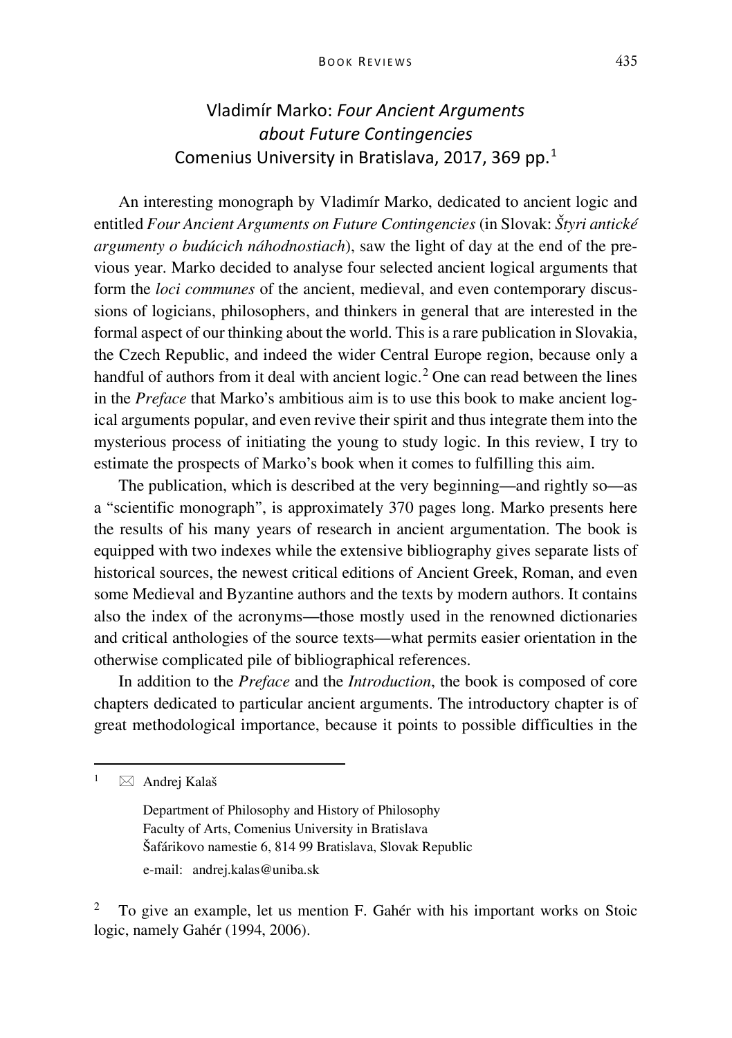# Vladimír Marko: *Four Ancient Arguments about Future Contingencies*
Comenius University in Bratislava, 2017, 369 pp.[1]

An interesting monograph by Vladimír Marko, dedicated to ancient logic and entitled *Four Ancient Arguments on Future Contingencies* (in Slovak: *Štyri antické argumenty o budúcich náhodnostiach*), saw the light of day at the end of the previous year. Marko decided to analyse four selected ancient logical arguments that form the *loci communes* of the ancient, medieval, and even contemporary discussions of logicians, philosophers, and thinkers in general that are interested in the formal aspect of our thinking about the world. This is a rare publication in Slovakia, the Czech Republic, and indeed the wider Central Europe region, because only a handful of authors from it deal with ancient logic.[2] One can read between the lines in the *Preface* that Marko's ambitious aim is to use this book to make ancient logical arguments popular, and even revive their spirit and thus integrate them into the mysterious process of initiating the young to study logic. In this review, I try to estimate the prospects of Marko's book when it comes to fulfilling this aim.

The publication, which is described at the very beginning—and rightly so—as a "scientific monograph", is approximately 370 pages long. Marko presents here the results of his many years of research in ancient argumentation. The book is equipped with two indexes while the extensive bibliography gives separate lists of historical sources, the newest critical editions of Ancient Greek, Roman, and even some Medieval and Byzantine authors and the texts by modern authors. It contains also the index of the acronyms—those mostly used in the renowned dictionaries and critical anthologies of the source texts—what permits easier orientation in the otherwise complicated pile of bibliographical references.

In addition to the *Preface* and the *Introduction*, the book is composed of core chapters dedicated to particular ancient arguments. The introductory chapter is of great methodological importance, because it points to possible difficulties in the

---

[1] ✉ Andrej Kalaš

Department of Philosophy and History of Philosophy
Faculty of Arts, Comenius University in Bratislava
Šafárikovo namestie 6, 814 99 Bratislava, Slovak Republic
e-mail: andrej.kalas@uniba.sk

[2] To give an example, let us mention F. Gahér with his important works on Stoic logic, namely Gahér (1994, 2006).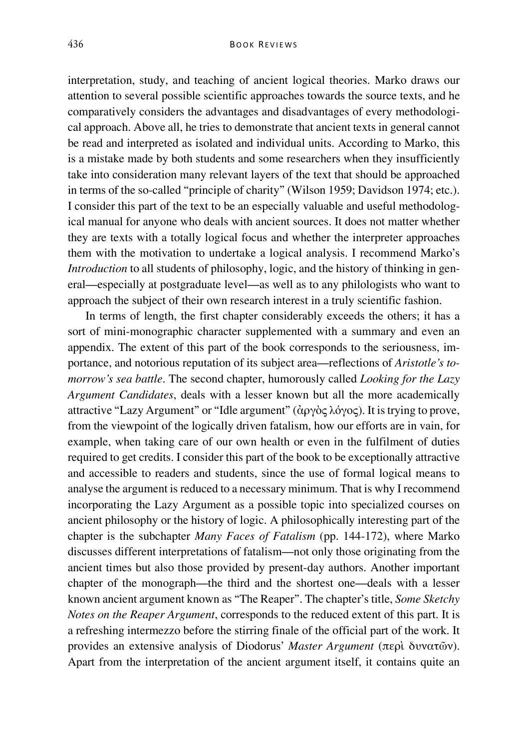interpretation, study, and teaching of ancient logical theories. Marko draws our attention to several possible scientific approaches towards the source texts, and he comparatively considers the advantages and disadvantages of every methodological approach. Above all, he tries to demonstrate that ancient texts in general cannot be read and interpreted as isolated and individual units. According to Marko, this is a mistake made by both students and some researchers when they insufficiently take into consideration many relevant layers of the text that should be approached in terms of the so-called "principle of charity" (Wilson 1959; Davidson 1974; etc.). I consider this part of the text to be an especially valuable and useful methodological manual for anyone who deals with ancient sources. It does not matter whether they are texts with a totally logical focus and whether the interpreter approaches them with the motivation to undertake a logical analysis. I recommend Marko's *Introduction* to all students of philosophy, logic, and the history of thinking in general—especially at postgraduate level—as well as to any philologists who want to approach the subject of their own research interest in a truly scientific fashion.

In terms of length, the first chapter considerably exceeds the others; it has a sort of mini-monographic character supplemented with a summary and even an appendix. The extent of this part of the book corresponds to the seriousness, importance, and notorious reputation of its subject area—reflections of *Aristotle's tomorrow's sea battle*. The second chapter, humorously called *Looking for the Lazy Argument Candidates*, deals with a lesser known but all the more academically attractive "Lazy Argument" or "Idle argument" (ἀργὸς λόγος). It is trying to prove, from the viewpoint of the logically driven fatalism, how our efforts are in vain, for example, when taking care of our own health or even in the fulfilment of duties required to get credits. I consider this part of the book to be exceptionally attractive and accessible to readers and students, since the use of formal logical means to analyse the argument is reduced to a necessary minimum. That is why I recommend incorporating the Lazy Argument as a possible topic into specialized courses on ancient philosophy or the history of logic. A philosophically interesting part of the chapter is the subchapter *Many Faces of Fatalism* (pp. 144-172), where Marko discusses different interpretations of fatalism—not only those originating from the ancient times but also those provided by present-day authors. Another important chapter of the monograph—the third and the shortest one—deals with a lesser known ancient argument known as "The Reaper". The chapter's title, *Some Sketchy Notes on the Reaper Argument*, corresponds to the reduced extent of this part. It is a refreshing intermezzo before the stirring finale of the official part of the work. It provides an extensive analysis of Diodorus' *Master Argument* (περὶ δυνατῶν). Apart from the interpretation of the ancient argument itself, it contains quite an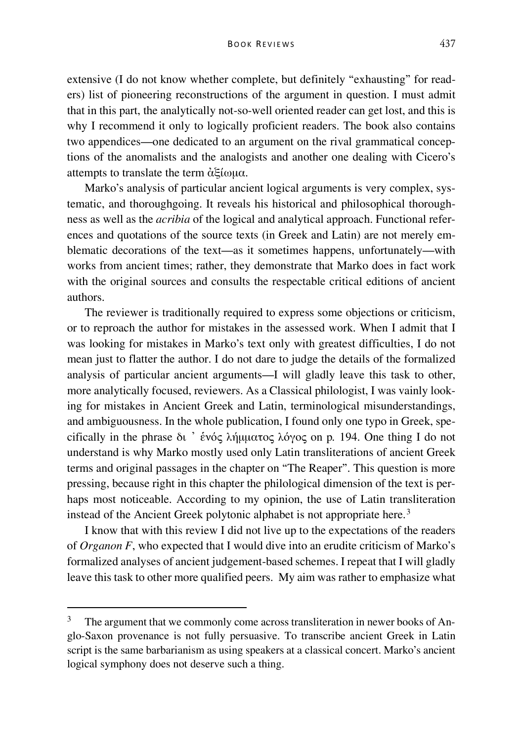extensive (I do not know whether complete, but definitely "exhausting" for readers) list of pioneering reconstructions of the argument in question. I must admit that in this part, the analytically not-so-well oriented reader can get lost, and this is why I recommend it only to logically proficient readers. The book also contains two appendices—one dedicated to an argument on the rival grammatical conceptions of the anomalists and the analogists and another one dealing with Cicero's attempts to translate the term ἀξίωμα.

Marko's analysis of particular ancient logical arguments is very complex, systematic, and thoroughgoing. It reveals his historical and philosophical thoroughness as well as the *acribia* of the logical and analytical approach. Functional references and quotations of the source texts (in Greek and Latin) are not merely emblematic decorations of the text—as it sometimes happens, unfortunately—with works from ancient times; rather, they demonstrate that Marko does in fact work with the original sources and consults the respectable critical editions of ancient authors.

The reviewer is traditionally required to express some objections or criticism, or to reproach the author for mistakes in the assessed work. When I admit that I was looking for mistakes in Marko's text only with greatest difficulties, I do not mean just to flatter the author. I do not dare to judge the details of the formalized analysis of particular ancient arguments—I will gladly leave this task to other, more analytically focused, reviewers. As a Classical philologist, I was vainly looking for mistakes in Ancient Greek and Latin, terminological misunderstandings, and ambiguousness. In the whole publication, I found only one typo in Greek, specifically in the phrase δι ᾽ ἑνός λήμματος λόγος on p. 194. One thing I do not understand is why Marko mostly used only Latin transliterations of ancient Greek terms and original passages in the chapter on "The Reaper". This question is more pressing, because right in this chapter the philological dimension of the text is perhaps most noticeable. According to my opinion, the use of Latin transliteration instead of the Ancient Greek polytonic alphabet is not appropriate here.[3]

I know that with this review I did not live up to the expectations of the readers of *Organon F*, who expected that I would dive into an erudite criticism of Marko's formalized analyses of ancient judgement-based schemes. I repeat that I will gladly leave this task to other more qualified peers. My aim was rather to emphasize what

---

[3] The argument that we commonly come across transliteration in newer books of Anglo-Saxon provenance is not fully persuasive. To transcribe ancient Greek in Latin script is the same barbarianism as using speakers at a classical concert. Marko's ancient logical symphony does not deserve such a thing.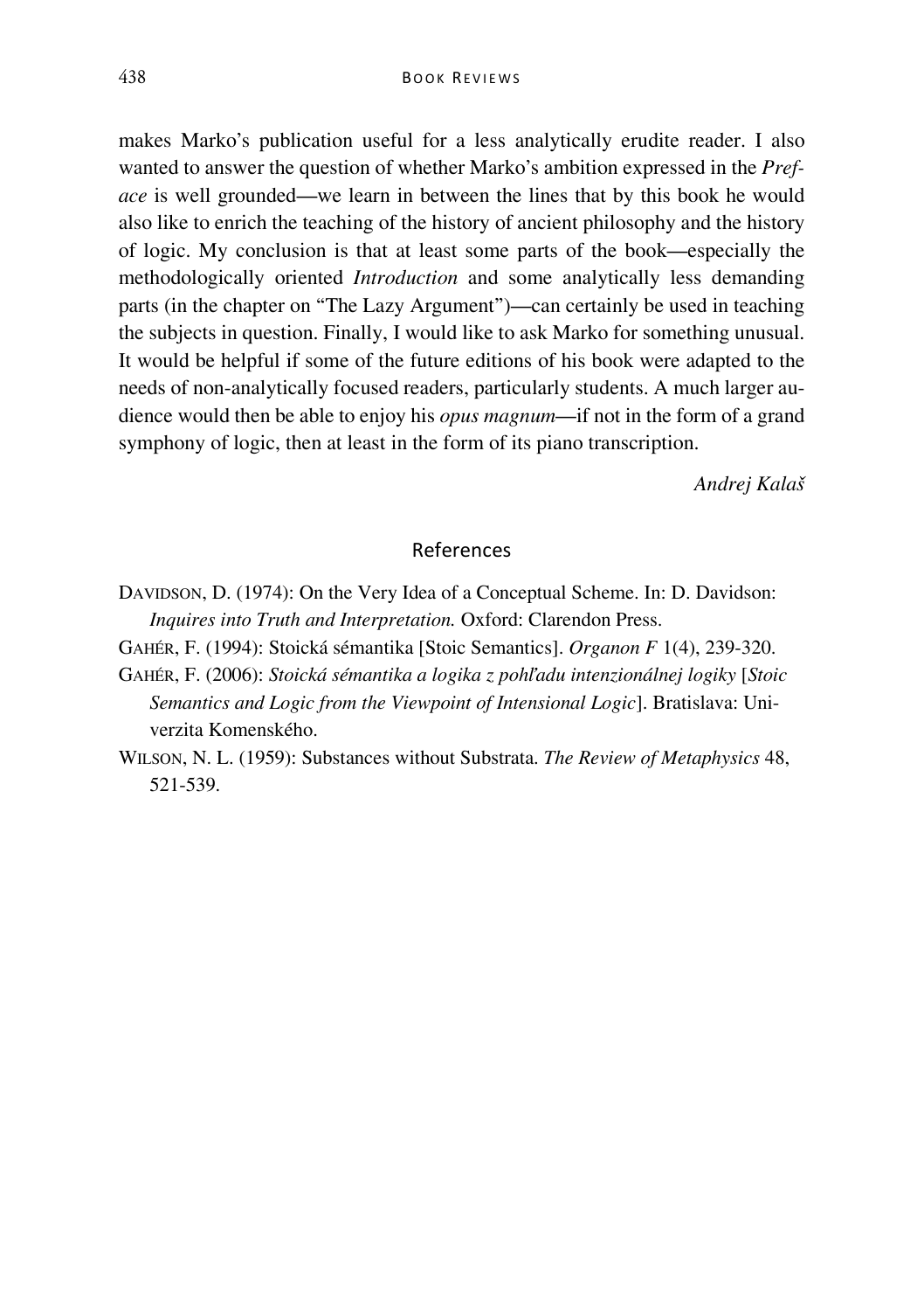makes Marko's publication useful for a less analytically erudite reader. I also wanted to answer the question of whether Marko's ambition expressed in the *Preface* is well grounded—we learn in between the lines that by this book he would also like to enrich the teaching of the history of ancient philosophy and the history of logic. My conclusion is that at least some parts of the book—especially the methodologically oriented *Introduction* and some analytically less demanding parts (in the chapter on "The Lazy Argument")—can certainly be used in teaching the subjects in question. Finally, I would like to ask Marko for something unusual. It would be helpful if some of the future editions of his book were adapted to the needs of non-analytically focused readers, particularly students. A much larger audience would then be able to enjoy his *opus magnum*—if not in the form of a grand symphony of logic, then at least in the form of its piano transcription.

*Andrej Kalaš*

## References

DAVIDSON, D. (1974): On the Very Idea of a Conceptual Scheme. In: D. Davidson: *Inquires into Truth and Interpretation.* Oxford: Clarendon Press.

GAHÉR, F. (1994): Stoická sémantika [Stoic Semantics]. *Organon F* 1(4), 239-320.

GAHÉR, F. (2006): *Stoická sémantika a logika z pohľadu intenzionálnej logiky* [*Stoic Semantics and Logic from the Viewpoint of Intensional Logic*]. Bratislava: Univerzita Komenského.

WILSON, N. L. (1959): Substances without Substrata. *The Review of Metaphysics* 48, 521-539.